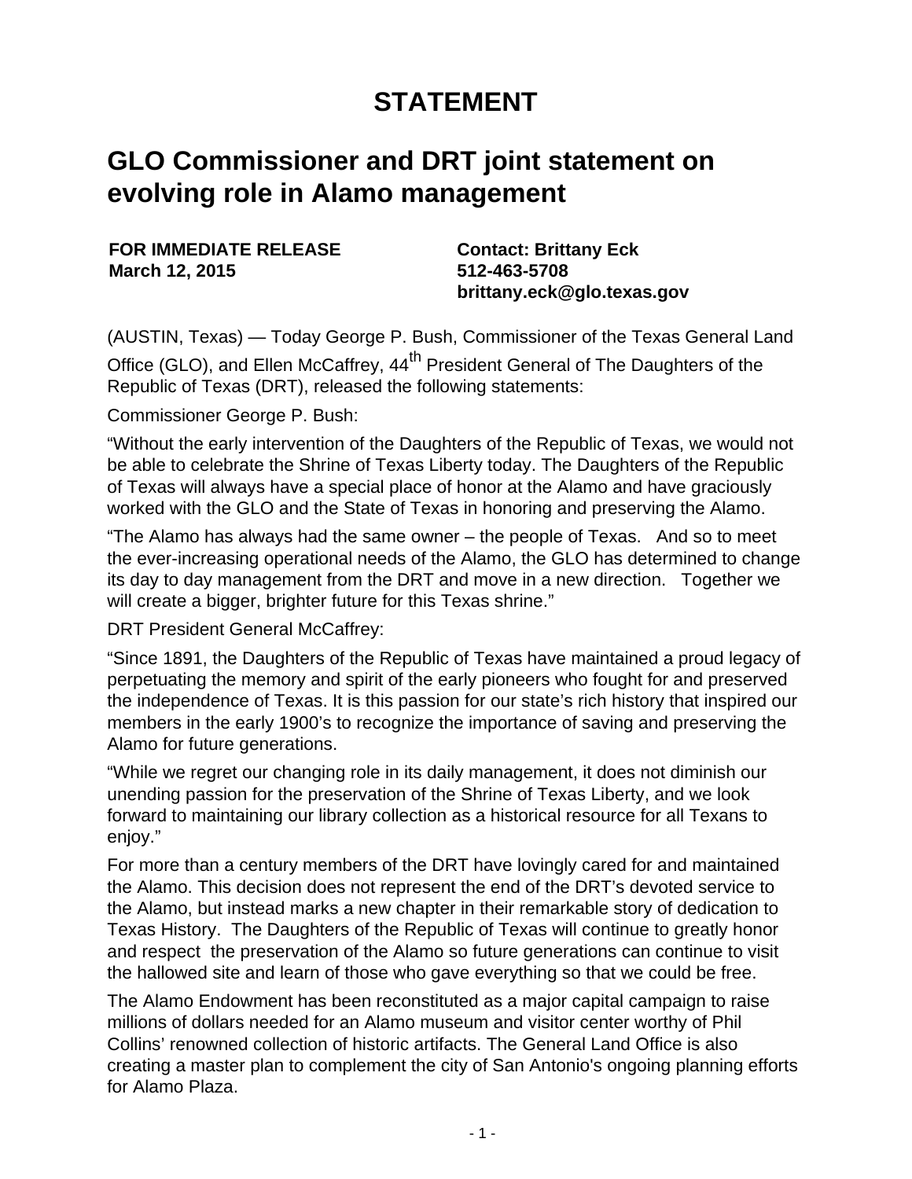# STATEMENT

## GLO Commissioner and DRT joint statement on evolving role in Alamo management

**FOR IMMEDIATE RELEASE**
**March 12, 2015**

**Contact: Brittany Eck**
**512-463-5708**
**brittany.eck@glo.texas.gov**

(AUSTIN, Texas) — Today George P. Bush, Commissioner of the Texas General Land Office (GLO), and Ellen McCaffrey, 44th President General of The Daughters of the Republic of Texas (DRT), released the following statements:

Commissioner George P. Bush:

"Without the early intervention of the Daughters of the Republic of Texas, we would not be able to celebrate the Shrine of Texas Liberty today. The Daughters of the Republic of Texas will always have a special place of honor at the Alamo and have graciously worked with the GLO and the State of Texas in honoring and preserving the Alamo.

"The Alamo has always had the same owner – the people of Texas. And so to meet the ever-increasing operational needs of the Alamo, the GLO has determined to change its day to day management from the DRT and move in a new direction. Together we will create a bigger, brighter future for this Texas shrine."

DRT President General McCaffrey:

"Since 1891, the Daughters of the Republic of Texas have maintained a proud legacy of perpetuating the memory and spirit of the early pioneers who fought for and preserved the independence of Texas. It is this passion for our state's rich history that inspired our members in the early 1900's to recognize the importance of saving and preserving the Alamo for future generations.

"While we regret our changing role in its daily management, it does not diminish our unending passion for the preservation of the Shrine of Texas Liberty, and we look forward to maintaining our library collection as a historical resource for all Texans to enjoy."

For more than a century members of the DRT have lovingly cared for and maintained the Alamo. This decision does not represent the end of the DRT's devoted service to the Alamo, but instead marks a new chapter in their remarkable story of dedication to Texas History. The Daughters of the Republic of Texas will continue to greatly honor and respect the preservation of the Alamo so future generations can continue to visit the hallowed site and learn of those who gave everything so that we could be free.

The Alamo Endowment has been reconstituted as a major capital campaign to raise millions of dollars needed for an Alamo museum and visitor center worthy of Phil Collins' renowned collection of historic artifacts. The General Land Office is also creating a master plan to complement the city of San Antonio's ongoing planning efforts for Alamo Plaza.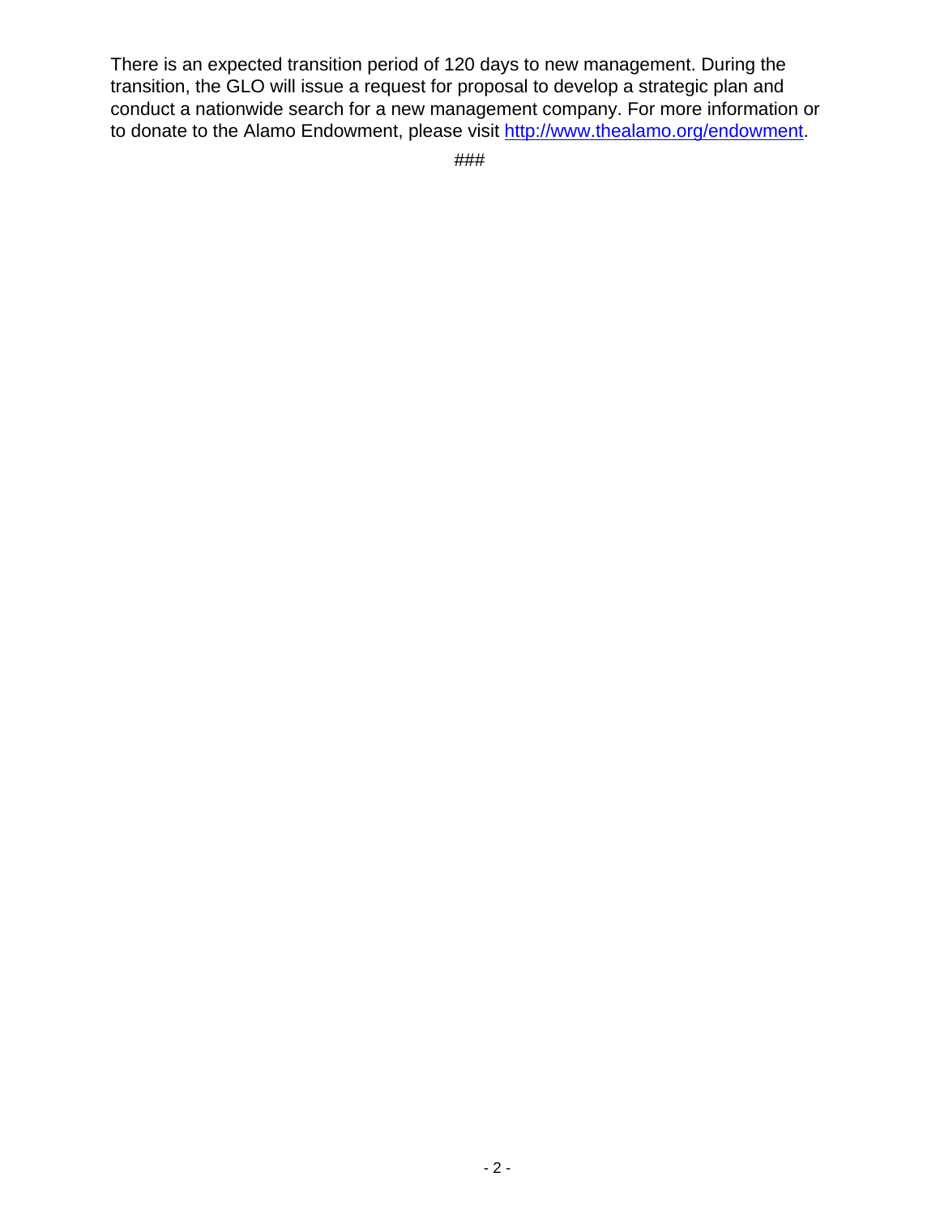There is an expected transition period of 120 days to new management. During the transition, the GLO will issue a request for proposal to develop a strategic plan and conduct a nationwide search for a new management company. For more information or to donate to the Alamo Endowment, please visit [http://www.thealamo.org/endowment](http://www.thealamo.org/endowment).

###